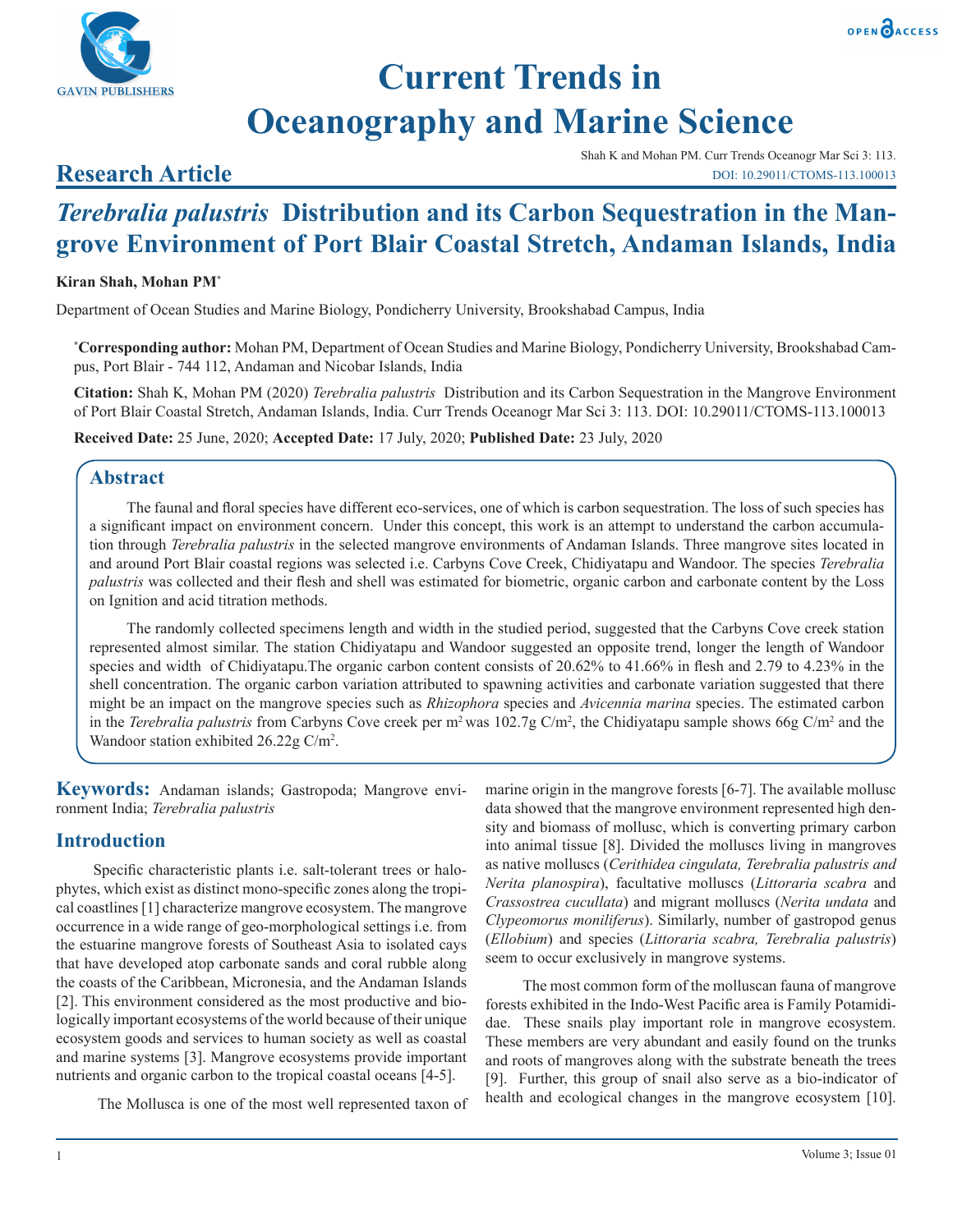# Current Trends in Oceanography and Marine Science

## Research Article

Shah K and Mohan PM. Curr Trends Oceanogr Mar Sci 3: 113.
DOI: 10.29011/CTOMS-113.100013

# *Terebralia palustris* Distribution and its Carbon Sequestration in the Mangrove Environment of Port Blair Coastal Stretch, Andaman Islands, India

**Kiran Shah, Mohan PM***

Department of Ocean Studies and Marine Biology, Pondicherry University, Brookshabad Campus, India

***Corresponding author:** Mohan PM, Department of Ocean Studies and Marine Biology, Pondicherry University, Brookshabad Campus, Port Blair - 744 112, Andaman and Nicobar Islands, India

**Citation:** Shah K, Mohan PM (2020) *Terebralia palustris* Distribution and its Carbon Sequestration in the Mangrove Environment of Port Blair Coastal Stretch, Andaman Islands, India. Curr Trends Oceanogr Mar Sci 3: 113. DOI: 10.29011/CTOMS-113.100013

**Received Date:** 25 June, 2020; **Accepted Date:** 17 July, 2020; **Published Date:** 23 July, 2020

## Abstract

The faunal and floral species have different eco-services, one of which is carbon sequestration. The loss of such species has a significant impact on environment concern. Under this concept, this work is an attempt to understand the carbon accumulation through *Terebralia palustris* in the selected mangrove environments of Andaman Islands. Three mangrove sites located in and around Port Blair coastal regions was selected i.e. Carbyns Cove Creek, Chidiyatapu and Wandoor. The species *Terebralia palustris* was collected and their flesh and shell was estimated for biometric, organic carbon and carbonate content by the Loss on Ignition and acid titration methods.

The randomly collected specimens length and width in the studied period, suggested that the Carbyns Cove creek station represented almost similar. The station Chidiyatapu and Wandoor suggested an opposite trend, longer the length of Wandoor species and width of Chidiyatapu.The organic carbon content consists of 20.62% to 41.66% in flesh and 2.79 to 4.23% in the shell concentration. The organic carbon variation attributed to spawning activities and carbonate variation suggested that there might be an impact on the mangrove species such as *Rhizophora* species and *Avicennia marina* species. The estimated carbon in the *Terebralia palustris* from Carbyns Cove creek per $m^2$ was 102.7g C/$m^2$, the Chidiyatapu sample shows 66g C/$m^2$ and the Wandoor station exhibited 26.22g C/$m^2$.

**Keywords:** Andaman islands; Gastropoda; Mangrove environment India; *Terebralia palustris*

## Introduction

Specific characteristic plants i.e. salt-tolerant trees or halophytes, which exist as distinct mono-specific zones along the tropical coastlines [1] characterize mangrove ecosystem. The mangrove occurrence in a wide range of geo-morphological settings i.e. from the estuarine mangrove forests of Southeast Asia to isolated cays that have developed atop carbonate sands and coral rubble along the coasts of the Caribbean, Micronesia, and the Andaman Islands [2]. This environment considered as the most productive and biologically important ecosystems of the world because of their unique ecosystem goods and services to human society as well as coastal and marine systems [3]. Mangrove ecosystems provide important nutrients and organic carbon to the tropical coastal oceans [4-5].

The Mollusca is one of the most well represented taxon of marine origin in the mangrove forests [6-7]. The available mollusc data showed that the mangrove environment represented high density and biomass of mollusc, which is converting primary carbon into animal tissue [8]. Divided the molluscs living in mangroves as native molluscs (*Cerithidea cingulata, Terebralia palustris and Nerita planospira*), facultative molluscs (*Littoraria scabra* and *Crassostrea cucullata*) and migrant molluscs (*Nerita undata* and *Clypeomorus moniliferus*). Similarly, number of gastropod genus (*Ellobium*) and species (*Littoraria scabra, Terebralia palustris*) seem to occur exclusively in mangrove systems.

The most common form of the molluscan fauna of mangrove forests exhibited in the Indo-West Pacific area is Family Potamididae. These snails play important role in mangrove ecosystem. These members are very abundant and easily found on the trunks and roots of mangroves along with the substrate beneath the trees [9]. Further, this group of snail also serve as a bio-indicator of health and ecological changes in the mangrove ecosystem [10].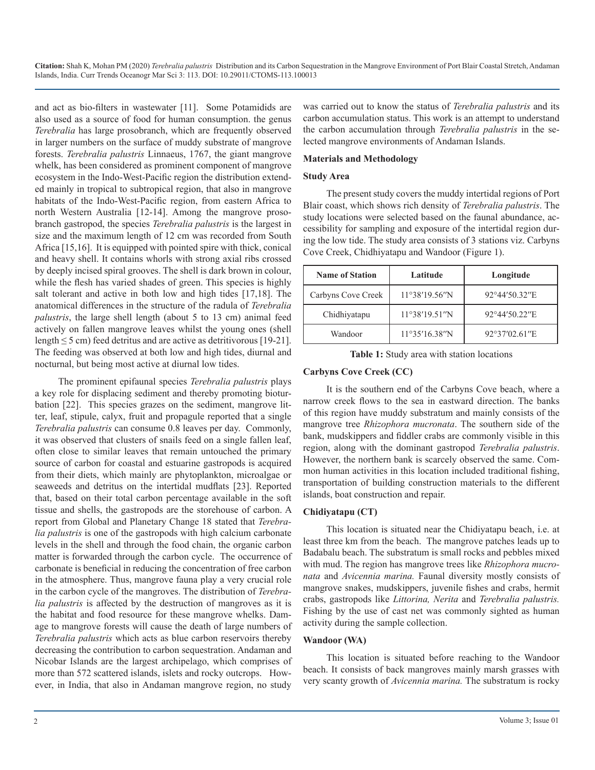and act as bio-filters in wastewater [11]. Some Potamidids are also used as a source of food for human consumption. the genus *Terebralia* has large prosobranch, which are frequently observed in larger numbers on the surface of muddy substrate of mangrove forests. *Terebralia palustris* Linnaeus, 1767, the giant mangrove whelk, has been considered as prominent component of mangrove ecosystem in the Indo-West-Pacific region the distribution extended mainly in tropical to subtropical region, that also in mangrove habitats of the Indo-West-Pacific region, from eastern Africa to north Western Australia [12-14]. Among the mangrove prosobranch gastropod, the species *Terebralia palustris* is the largest in size and the maximum length of 12 cm was recorded from South Africa [15,16]. It is equipped with pointed spire with thick, conical and heavy shell. It contains whorls with strong axial ribs crossed by deeply incised spiral grooves. The shell is dark brown in colour, while the flesh has varied shades of green. This species is highly salt tolerant and active in both low and high tides [17,18]. The anatomical differences in the structure of the radula of *Terebralia palustris*, the large shell length (about 5 to 13 cm) animal feed actively on fallen mangrove leaves whilst the young ones (shell length ≤ 5 cm) feed detritus and are active as detritivorous [19-21]. The feeding was observed at both low and high tides, diurnal and nocturnal, but being most active at diurnal low tides.

The prominent epifaunal species *Terebralia palustris* plays a key role for displacing sediment and thereby promoting bioturbation [22]. This species grazes on the sediment, mangrove litter, leaf, stipule, calyx, fruit and propagule reported that a single *Terebralia palustris* can consume 0.8 leaves per day. Commonly, it was observed that clusters of snails feed on a single fallen leaf, often close to similar leaves that remain untouched the primary source of carbon for coastal and estuarine gastropods is acquired from their diets, which mainly are phytoplankton, microalgae or seaweeds and detritus on the intertidal mudflats [23]. Reported that, based on their total carbon percentage available in the soft tissue and shells, the gastropods are the storehouse of carbon. A report from Global and Planetary Change 18 stated that *Terebralia palustris* is one of the gastropods with high calcium carbonate levels in the shell and through the food chain, the organic carbon matter is forwarded through the carbon cycle. The occurrence of carbonate is beneficial in reducing the concentration of free carbon in the atmosphere. Thus, mangrove fauna play a very crucial role in the carbon cycle of the mangroves. The distribution of *Terebralia palustris* is affected by the destruction of mangroves as it is the habitat and food resource for these mangrove whelks. Damage to mangrove forests will cause the death of large numbers of *Terebralia palustris* which acts as blue carbon reservoirs thereby decreasing the contribution to carbon sequestration. Andaman and Nicobar Islands are the largest archipelago, which comprises of more than 572 scattered islands, islets and rocky outcrops. However, in India, that also in Andaman mangrove region, no study was carried out to know the status of *Terebralia palustris* and its carbon accumulation status. This work is an attempt to understand the carbon accumulation through *Terebralia palustris* in the selected mangrove environments of Andaman Islands.

## Materials and Methodology

### Study Area

The present study covers the muddy intertidal regions of Port Blair coast, which shows rich density of *Terebralia palustris*. The study locations were selected based on the faunal abundance, accessibility for sampling and exposure of the intertidal region during the low tide. The study area consists of 3 stations viz. Carbyns Cove Creek, Chidhiyatapu and Wandoor (Figure 1).

| Name of Station | Latitude | Longitude |
|---|---|---|
| Carbyns Cove Creek | 11°38′19.56″N | 92°44′50.32″E |
| Chidhiyatapu | 11°38′19.51″N | 92°44′50.22″E |
| Wandoor | 11°35′16.38″N | 92°37′02.61″E |

**Table 1:** Study area with station locations

### Carbyns Cove Creek (CC)

It is the southern end of the Carbyns Cove beach, where a narrow creek flows to the sea in eastward direction. The banks of this region have muddy substratum and mainly consists of the mangrove tree *Rhizophora mucronata*. The southern side of the bank, mudskippers and fiddler crabs are commonly visible in this region, along with the dominant gastropod *Terebralia palustris*. However, the northern bank is scarcely observed the same. Common human activities in this location included traditional fishing, transportation of building construction materials to the different islands, boat construction and repair.

### Chidiyatapu (CT)

This location is situated near the Chidiyatapu beach, i.e. at least three km from the beach. The mangrove patches leads up to Badabalu beach. The substratum is small rocks and pebbles mixed with mud. The region has mangrove trees like *Rhizophora mucronata* and *Avicennia marina.* Faunal diversity mostly consists of mangrove snakes, mudskippers, juvenile fishes and crabs, hermit crabs, gastropods like *Littorina, Nerita* and *Terebralia palustris.* Fishing by the use of cast net was commonly sighted as human activity during the sample collection.

### Wandoor (WA)

This location is situated before reaching to the Wandoor beach. It consists of back mangroves mainly marsh grasses with very scanty growth of *Avicennia marina.* The substratum is rocky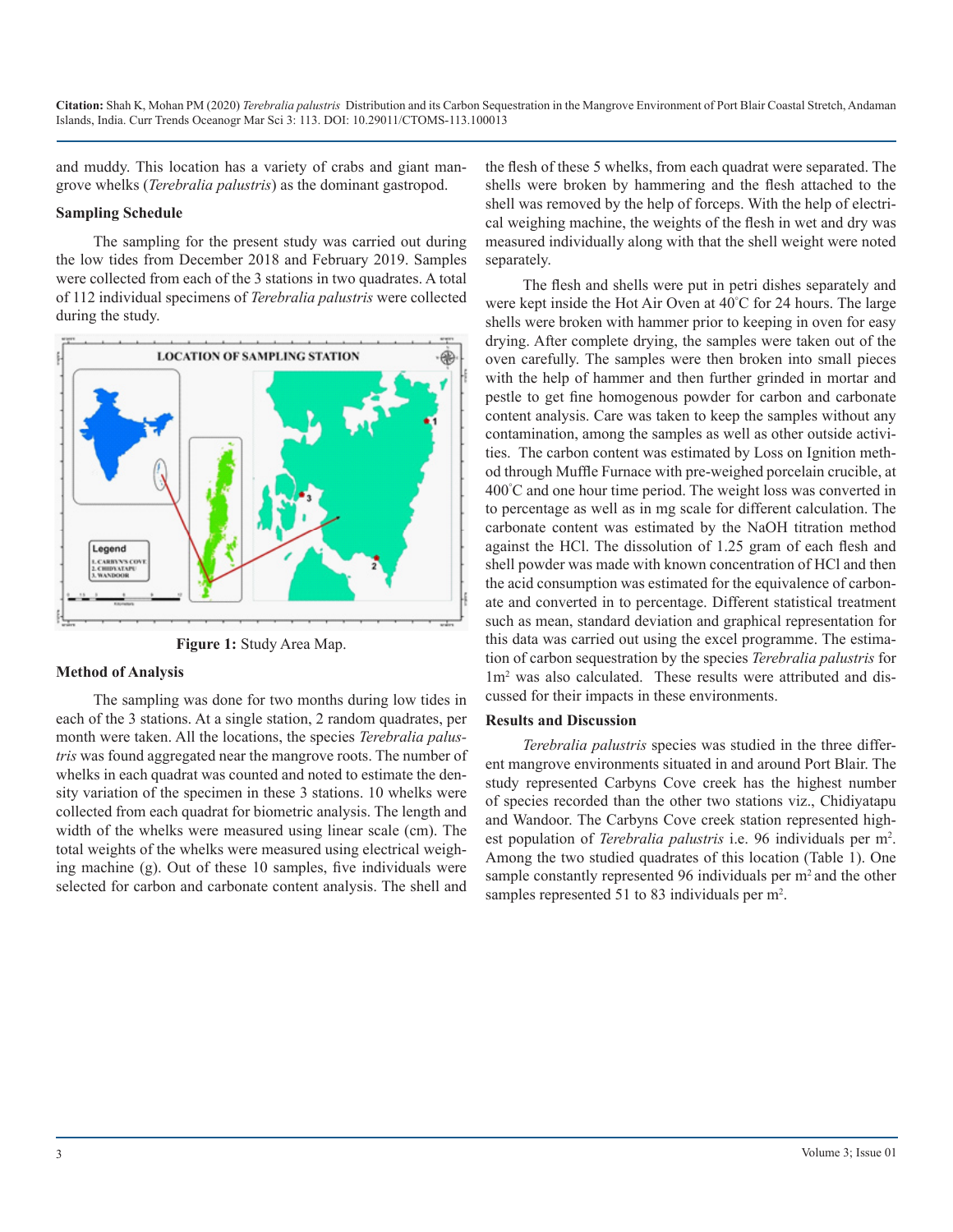and muddy. This location has a variety of crabs and giant mangrove whelks (*Terebralia palustris*) as the dominant gastropod.

### Sampling Schedule

The sampling for the present study was carried out during the low tides from December 2018 and February 2019. Samples were collected from each of the 3 stations in two quadrates. A total of 112 individual specimens of *Terebralia palustris* were collected during the study.

**Figure 1:** Study Area Map.

### Method of Analysis

The sampling was done for two months during low tides in each of the 3 stations. At a single station, 2 random quadrates, per month were taken. All the locations, the species *Terebralia palustris* was found aggregated near the mangrove roots. The number of whelks in each quadrat was counted and noted to estimate the density variation of the specimen in these 3 stations. 10 whelks were collected from each quadrat for biometric analysis. The length and width of the whelks were measured using linear scale (cm). The total weights of the whelks were measured using electrical weighing machine (g). Out of these 10 samples, five individuals were selected for carbon and carbonate content analysis. The shell and the flesh of these 5 whelks, from each quadrat were separated. The shells were broken by hammering and the flesh attached to the shell was removed by the help of forceps. With the help of electrical weighing machine, the weights of the flesh in wet and dry was measured individually along with that the shell weight were noted separately.

The flesh and shells were put in petri dishes separately and were kept inside the Hot Air Oven at 40°C for 24 hours. The large shells were broken with hammer prior to keeping in oven for easy drying. After complete drying, the samples were taken out of the oven carefully. The samples were then broken into small pieces with the help of hammer and then further grinded in mortar and pestle to get fine homogenous powder for carbon and carbonate content analysis. Care was taken to keep the samples without any contamination, among the samples as well as other outside activities. The carbon content was estimated by Loss on Ignition method through Muffle Furnace with pre-weighed porcelain crucible, at 400°C and one hour time period. The weight loss was converted in to percentage as well as in mg scale for different calculation. The carbonate content was estimated by the NaOH titration method against the HCl. The dissolution of 1.25 gram of each flesh and shell powder was made with known concentration of HCl and then the acid consumption was estimated for the equivalence of carbonate and converted in to percentage. Different statistical treatment such as mean, standard deviation and graphical representation for this data was carried out using the excel programme. The estimation of carbon sequestration by the species *Terebralia palustris* for $1m^2$ was also calculated. These results were attributed and discussed for their impacts in these environments.

### Results and Discussion

*Terebralia palustris* species was studied in the three different mangrove environments situated in and around Port Blair. The study represented Carbyns Cove creek has the highest number of species recorded than the other two stations viz., Chidiyatapu and Wandoor. The Carbyns Cove creek station represented highest population of *Terebralia palustris* i.e. 96 individuals per $m^2$. Among the two studied quadrates of this location (Table 1). One sample constantly represented 96 individuals per $m^2$ and the other samples represented 51 to 83 individuals per $m^2$.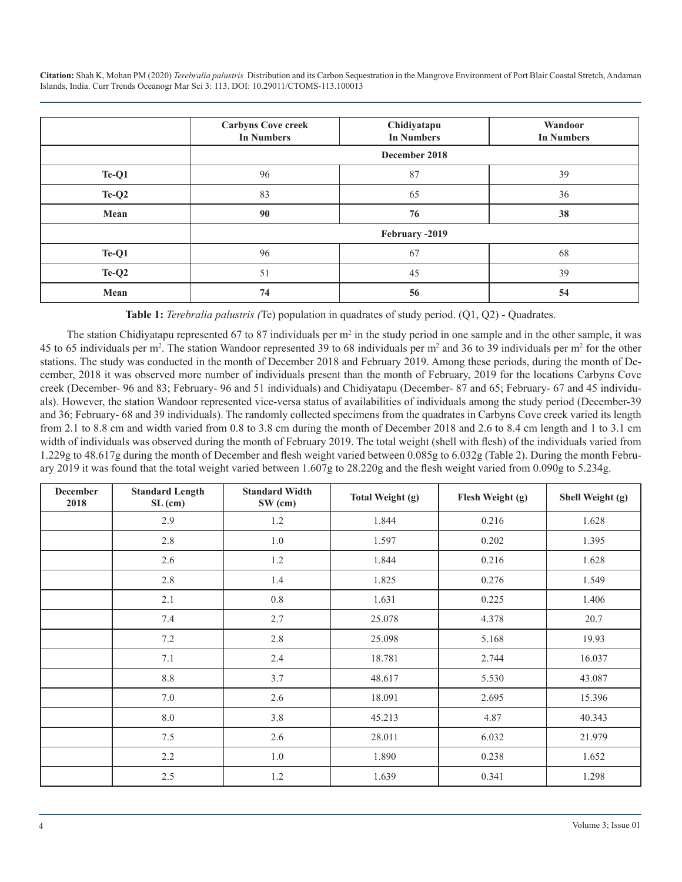| | Carbyns Cove creek In Numbers | Chidiyatapu In Numbers | Wandoor In Numbers |
|---|---|---|---|
| | December 2018 | | |
| **Te-Q1** | 96 | 87 | 39 |
| **Te-Q2** | 83 | 65 | 36 |
| **Mean** | **90** | **76** | **38** |
| | February -2019 | | |
| **Te-Q1** | 96 | 67 | 68 |
| **Te-Q2** | 51 | 45 | 39 |
| **Mean** | **74** | **56** | **54** |

**Table 1:** *Terebralia palustris (*Te) population in quadrates of study period. (Q1, Q2) - Quadrates.

The station Chidiyatapu represented 67 to 87 individuals per $m^2$ in the study period in one sample and in the other sample, it was 45 to 65 individuals per $m^2$. The station Wandoor represented 39 to 68 individuals per $m^2$ and 36 to 39 individuals per $m^2$ for the other stations. The study was conducted in the month of December 2018 and February 2019. Among these periods, during the month of December, 2018 it was observed more number of individuals present than the month of February, 2019 for the locations Carbyns Cove creek (December- 96 and 83; February- 96 and 51 individuals) and Chidiyatapu (December- 87 and 65; February- 67 and 45 individuals). However, the station Wandoor represented vice-versa status of availabilities of individuals among the study period (December-39 and 36; February- 68 and 39 individuals). The randomly collected specimens from the quadrates in Carbyns Cove creek varied its length from 2.1 to 8.8 cm and width varied from 0.8 to 3.8 cm during the month of December 2018 and 2.6 to 8.4 cm length and 1 to 3.1 cm width of individuals was observed during the month of February 2019. The total weight (shell with flesh) of the individuals varied from 1.229g to 48.617g during the month of December and flesh weight varied between 0.085g to 6.032g (Table 2). During the month February 2019 it was found that the total weight varied between 1.607g to 28.220g and the flesh weight varied from 0.090g to 5.234g.

| December 2018 | Standard Length SL (cm) | Standard Width SW (cm) | Total Weight (g) | Flesh Weight (g) | Shell Weight (g) |
|---|---|---|---|---|---|
| | 2.9 | 1.2 | 1.844 | 0.216 | 1.628 |
| | 2.8 | 1.0 | 1.597 | 0.202 | 1.395 |
| | 2.6 | 1.2 | 1.844 | 0.216 | 1.628 |
| | 2.8 | 1.4 | 1.825 | 0.276 | 1.549 |
| | 2.1 | 0.8 | 1.631 | 0.225 | 1.406 |
| | 7.4 | 2.7 | 25.078 | 4.378 | 20.7 |
| | 7.2 | 2.8 | 25.098 | 5.168 | 19.93 |
| | 7.1 | 2.4 | 18.781 | 2.744 | 16.037 |
| | 8.8 | 3.7 | 48.617 | 5.530 | 43.087 |
| | 7.0 | 2.6 | 18.091 | 2.695 | 15.396 |
| | 8.0 | 3.8 | 45.213 | 4.87 | 40.343 |
| | 7.5 | 2.6 | 28.011 | 6.032 | 21.979 |
| | 2.2 | 1.0 | 1.890 | 0.238 | 1.652 |
| | 2.5 | 1.2 | 1.639 | 0.341 | 1.298 |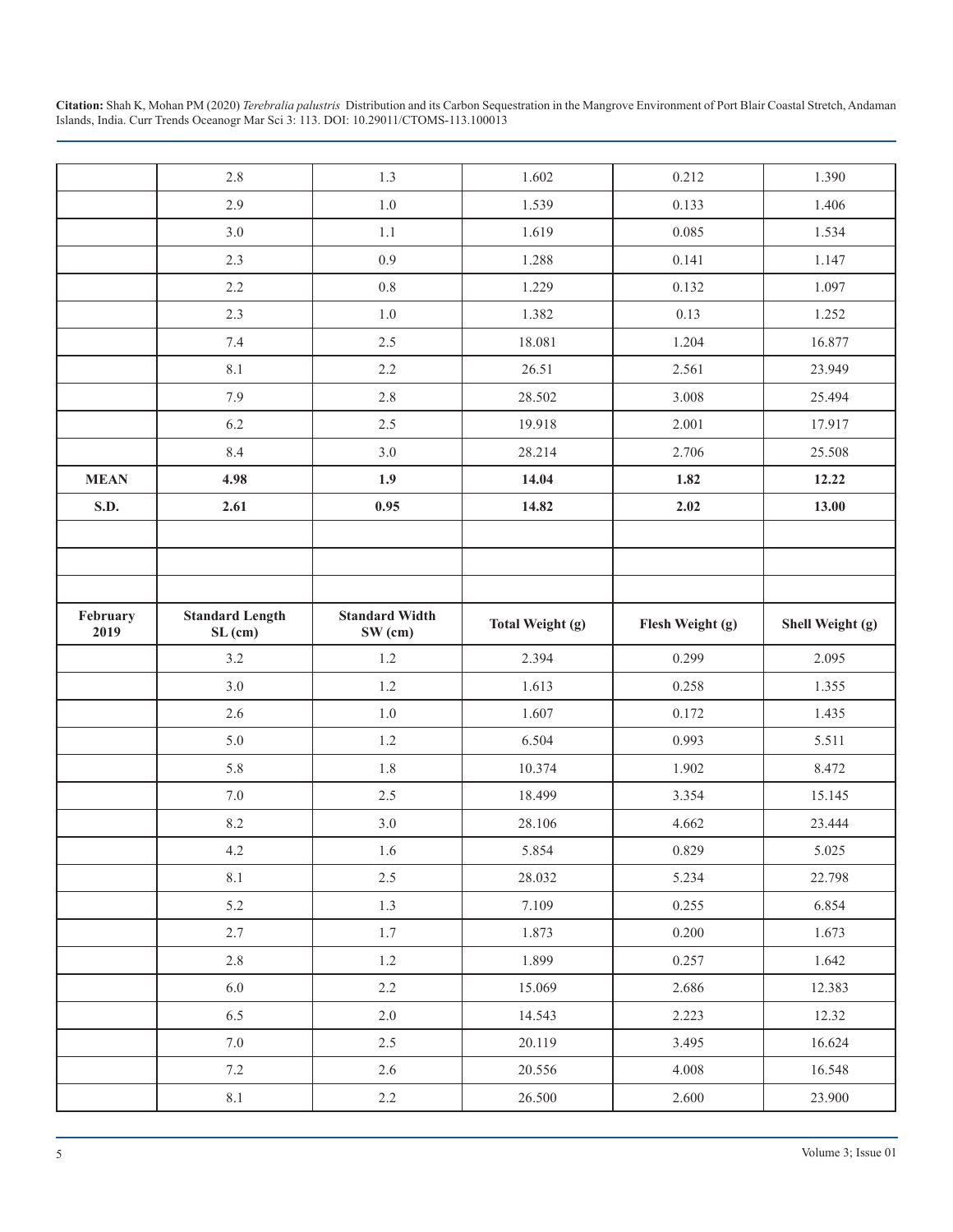| | | | | | |
|---|---|---|---|---|---|
| | 2.8 | 1.3 | 1.602 | 0.212 | 1.390 |
| | 2.9 | 1.0 | 1.539 | 0.133 | 1.406 |
| | 3.0 | 1.1 | 1.619 | 0.085 | 1.534 |
| | 2.3 | 0.9 | 1.288 | 0.141 | 1.147 |
| | 2.2 | 0.8 | 1.229 | 0.132 | 1.097 |
| | 2.3 | 1.0 | 1.382 | 0.13 | 1.252 |
| | 7.4 | 2.5 | 18.081 | 1.204 | 16.877 |
| | 8.1 | 2.2 | 26.51 | 2.561 | 23.949 |
| | 7.9 | 2.8 | 28.502 | 3.008 | 25.494 |
| | 6.2 | 2.5 | 19.918 | 2.001 | 17.917 |
| | 8.4 | 3.0 | 28.214 | 2.706 | 25.508 |
| **MEAN** | **4.98** | **1.9** | **14.04** | **1.82** | **12.22** |
| **S.D.** | **2.61** | **0.95** | **14.82** | **2.02** | **13.00** |
| | | | | | |
| | | | | | |
| | | | | | |
| **February 2019** | **Standard Length SL (cm)** | **Standard Width SW (cm)** | **Total Weight (g)** | **Flesh Weight (g)** | **Shell Weight (g)** |
| | 3.2 | 1.2 | 2.394 | 0.299 | 2.095 |
| | 3.0 | 1.2 | 1.613 | 0.258 | 1.355 |
| | 2.6 | 1.0 | 1.607 | 0.172 | 1.435 |
| | 5.0 | 1.2 | 6.504 | 0.993 | 5.511 |
| | 5.8 | 1.8 | 10.374 | 1.902 | 8.472 |
| | 7.0 | 2.5 | 18.499 | 3.354 | 15.145 |
| | 8.2 | 3.0 | 28.106 | 4.662 | 23.444 |
| | 4.2 | 1.6 | 5.854 | 0.829 | 5.025 |
| | 8.1 | 2.5 | 28.032 | 5.234 | 22.798 |
| | 5.2 | 1.3 | 7.109 | 0.255 | 6.854 |
| | 2.7 | 1.7 | 1.873 | 0.200 | 1.673 |
| | 2.8 | 1.2 | 1.899 | 0.257 | 1.642 |
| | 6.0 | 2.2 | 15.069 | 2.686 | 12.383 |
| | 6.5 | 2.0 | 14.543 | 2.223 | 12.32 |
| | 7.0 | 2.5 | 20.119 | 3.495 | 16.624 |
| | 7.2 | 2.6 | 20.556 | 4.008 | 16.548 |
| | 8.1 | 2.2 | 26.500 | 2.600 | 23.900 |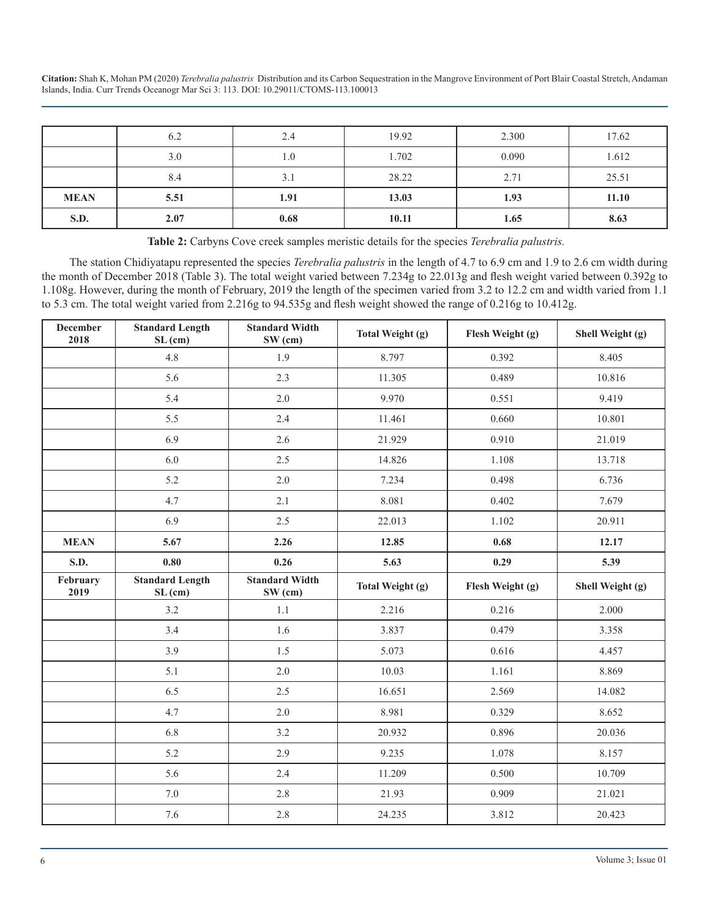| | | | | | |
|---|---|---|---|---|---|
| | 6.2 | 2.4 | 19.92 | 2.300 | 17.62 |
| | 3.0 | 1.0 | 1.702 | 0.090 | 1.612 |
| | 8.4 | 3.1 | 28.22 | 2.71 | 25.51 |
| **MEAN** | **5.51** | **1.91** | **13.03** | **1.93** | **11.10** |
| **S.D.** | **2.07** | **0.68** | **10.11** | **1.65** | **8.63** |

**Table 2:** Carbyns Cove creek samples meristic details for the species *Terebralia palustris.*

The station Chidiyatapu represented the species *Terebralia palustris* in the length of 4.7 to 6.9 cm and 1.9 to 2.6 cm width during the month of December 2018 (Table 3). The total weight varied between 7.234g to 22.013g and flesh weight varied between 0.392g to 1.108g. However, during the month of February, 2019 the length of the specimen varied from 3.2 to 12.2 cm and width varied from 1.1 to 5.3 cm. The total weight varied from 2.216g to 94.535g and flesh weight showed the range of 0.216g to 10.412g.

| December 2018 | Standard Length SL (cm) | Standard Width SW (cm) | Total Weight (g) | Flesh Weight (g) | Shell Weight (g) |
|---|---|---|---|---|---|
| | 4.8 | 1.9 | 8.797 | 0.392 | 8.405 |
| | 5.6 | 2.3 | 11.305 | 0.489 | 10.816 |
| | 5.4 | 2.0 | 9.970 | 0.551 | 9.419 |
| | 5.5 | 2.4 | 11.461 | 0.660 | 10.801 |
| | 6.9 | 2.6 | 21.929 | 0.910 | 21.019 |
| | 6.0 | 2.5 | 14.826 | 1.108 | 13.718 |
| | 5.2 | 2.0 | 7.234 | 0.498 | 6.736 |
| | 4.7 | 2.1 | 8.081 | 0.402 | 7.679 |
| | 6.9 | 2.5 | 22.013 | 1.102 | 20.911 |
| **MEAN** | **5.67** | **2.26** | **12.85** | **0.68** | **12.17** |
| **S.D.** | **0.80** | **0.26** | **5.63** | **0.29** | **5.39** |
| **February 2019** | **Standard Length SL (cm)** | **Standard Width SW (cm)** | **Total Weight (g)** | **Flesh Weight (g)** | **Shell Weight (g)** |
| | 3.2 | 1.1 | 2.216 | 0.216 | 2.000 |
| | 3.4 | 1.6 | 3.837 | 0.479 | 3.358 |
| | 3.9 | 1.5 | 5.073 | 0.616 | 4.457 |
| | 5.1 | 2.0 | 10.03 | 1.161 | 8.869 |
| | 6.5 | 2.5 | 16.651 | 2.569 | 14.082 |
| | 4.7 | 2.0 | 8.981 | 0.329 | 8.652 |
| | 6.8 | 3.2 | 20.932 | 0.896 | 20.036 |
| | 5.2 | 2.9 | 9.235 | 1.078 | 8.157 |
| | 5.6 | 2.4 | 11.209 | 0.500 | 10.709 |
| | 7.0 | 2.8 | 21.93 | 0.909 | 21.021 |
| | 7.6 | 2.8 | 24.235 | 3.812 | 20.423 |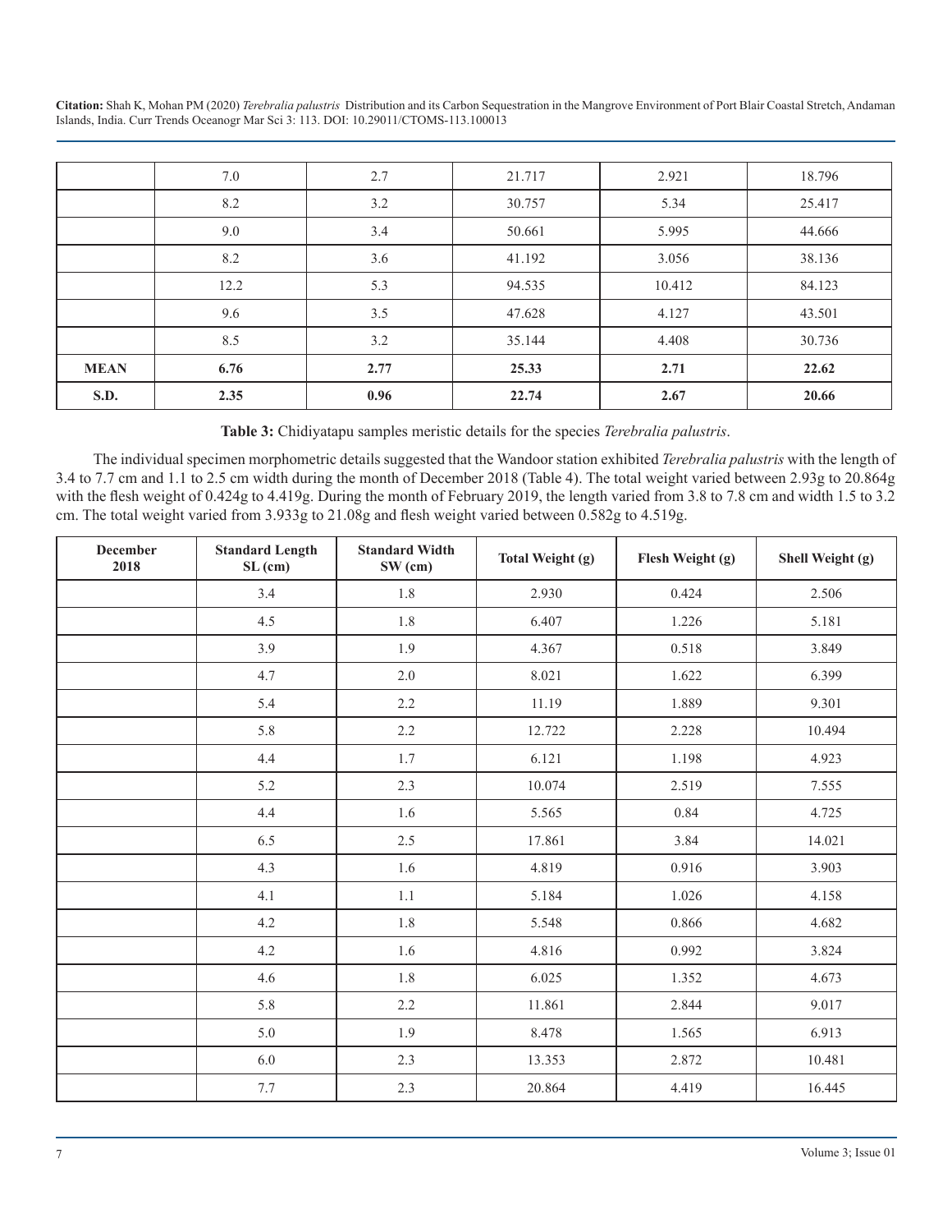|  | 7.0 | 2.7 | 21.717 | 2.921 | 18.796 |
|---|---|---|---|---|---|
|  | 8.2 | 3.2 | 30.757 | 5.34 | 25.417 |
|  | 9.0 | 3.4 | 50.661 | 5.995 | 44.666 |
|  | 8.2 | 3.6 | 41.192 | 3.056 | 38.136 |
|  | 12.2 | 5.3 | 94.535 | 10.412 | 84.123 |
|  | 9.6 | 3.5 | 47.628 | 4.127 | 43.501 |
|  | 8.5 | 3.2 | 35.144 | 4.408 | 30.736 |
| **MEAN** | **6.76** | **2.77** | **25.33** | **2.71** | **22.62** |
| **S.D.** | **2.35** | **0.96** | **22.74** | **2.67** | **20.66** |

**Table 3:** Chidiyatapu samples meristic details for the species *Terebralia palustris*.

The individual specimen morphometric details suggested that the Wandoor station exhibited *Terebralia palustris* with the length of 3.4 to 7.7 cm and 1.1 to 2.5 cm width during the month of December 2018 (Table 4). The total weight varied between 2.93g to 20.864g with the flesh weight of 0.424g to 4.419g. During the month of February 2019, the length varied from 3.8 to 7.8 cm and width 1.5 to 3.2 cm. The total weight varied from 3.933g to 21.08g and flesh weight varied between 0.582g to 4.519g.

| December 2018 | Standard Length SL (cm) | Standard Width SW (cm) | Total Weight (g) | Flesh Weight (g) | Shell Weight (g) |
|---|---|---|---|---|---|
|  | 3.4 | 1.8 | 2.930 | 0.424 | 2.506 |
|  | 4.5 | 1.8 | 6.407 | 1.226 | 5.181 |
|  | 3.9 | 1.9 | 4.367 | 0.518 | 3.849 |
|  | 4.7 | 2.0 | 8.021 | 1.622 | 6.399 |
|  | 5.4 | 2.2 | 11.19 | 1.889 | 9.301 |
|  | 5.8 | 2.2 | 12.722 | 2.228 | 10.494 |
|  | 4.4 | 1.7 | 6.121 | 1.198 | 4.923 |
|  | 5.2 | 2.3 | 10.074 | 2.519 | 7.555 |
|  | 4.4 | 1.6 | 5.565 | 0.84 | 4.725 |
|  | 6.5 | 2.5 | 17.861 | 3.84 | 14.021 |
|  | 4.3 | 1.6 | 4.819 | 0.916 | 3.903 |
|  | 4.1 | 1.1 | 5.184 | 1.026 | 4.158 |
|  | 4.2 | 1.8 | 5.548 | 0.866 | 4.682 |
|  | 4.2 | 1.6 | 4.816 | 0.992 | 3.824 |
|  | 4.6 | 1.8 | 6.025 | 1.352 | 4.673 |
|  | 5.8 | 2.2 | 11.861 | 2.844 | 9.017 |
|  | 5.0 | 1.9 | 8.478 | 1.565 | 6.913 |
|  | 6.0 | 2.3 | 13.353 | 2.872 | 10.481 |
|  | 7.7 | 2.3 | 20.864 | 4.419 | 16.445 |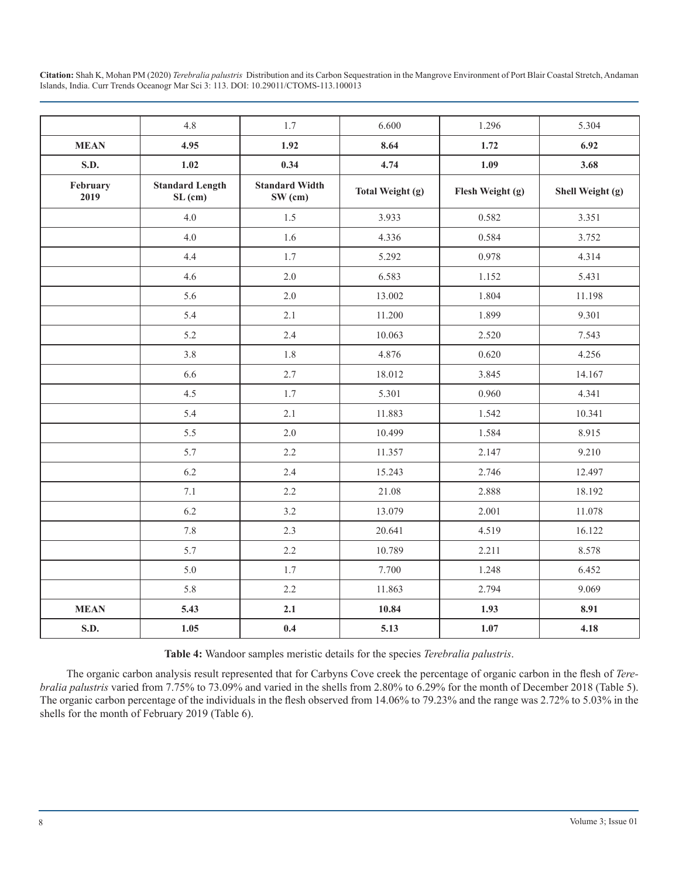|  | 4.8 | 1.7 | 6.600 | 1.296 | 5.304 |
|---|---|---|---|---|---|
| **MEAN** | **4.95** | **1.92** | **8.64** | **1.72** | **6.92** |
| **S.D.** | **1.02** | **0.34** | **4.74** | **1.09** | **3.68** |
| **February 2019** | **Standard Length SL (cm)** | **Standard Width SW (cm)** | **Total Weight (g)** | **Flesh Weight (g)** | **Shell Weight (g)** |
|  | 4.0 | 1.5 | 3.933 | 0.582 | 3.351 |
|  | 4.0 | 1.6 | 4.336 | 0.584 | 3.752 |
|  | 4.4 | 1.7 | 5.292 | 0.978 | 4.314 |
|  | 4.6 | 2.0 | 6.583 | 1.152 | 5.431 |
|  | 5.6 | 2.0 | 13.002 | 1.804 | 11.198 |
|  | 5.4 | 2.1 | 11.200 | 1.899 | 9.301 |
|  | 5.2 | 2.4 | 10.063 | 2.520 | 7.543 |
|  | 3.8 | 1.8 | 4.876 | 0.620 | 4.256 |
|  | 6.6 | 2.7 | 18.012 | 3.845 | 14.167 |
|  | 4.5 | 1.7 | 5.301 | 0.960 | 4.341 |
|  | 5.4 | 2.1 | 11.883 | 1.542 | 10.341 |
|  | 5.5 | 2.0 | 10.499 | 1.584 | 8.915 |
|  | 5.7 | 2.2 | 11.357 | 2.147 | 9.210 |
|  | 6.2 | 2.4 | 15.243 | 2.746 | 12.497 |
|  | 7.1 | 2.2 | 21.08 | 2.888 | 18.192 |
|  | 6.2 | 3.2 | 13.079 | 2.001 | 11.078 |
|  | 7.8 | 2.3 | 20.641 | 4.519 | 16.122 |
|  | 5.7 | 2.2 | 10.789 | 2.211 | 8.578 |
|  | 5.0 | 1.7 | 7.700 | 1.248 | 6.452 |
|  | 5.8 | 2.2 | 11.863 | 2.794 | 9.069 |
| **MEAN** | **5.43** | **2.1** | **10.84** | **1.93** | **8.91** |
| **S.D.** | **1.05** | **0.4** | **5.13** | **1.07** | **4.18** |

**Table 4:** Wandoor samples meristic details for the species *Terebralia palustris*.

The organic carbon analysis result represented that for Carbyns Cove creek the percentage of organic carbon in the flesh of *Terebralia palustris* varied from 7.75% to 73.09% and varied in the shells from 2.80% to 6.29% for the month of December 2018 (Table 5). The organic carbon percentage of the individuals in the flesh observed from 14.06% to 79.23% and the range was 2.72% to 5.03% in the shells for the month of February 2019 (Table 6).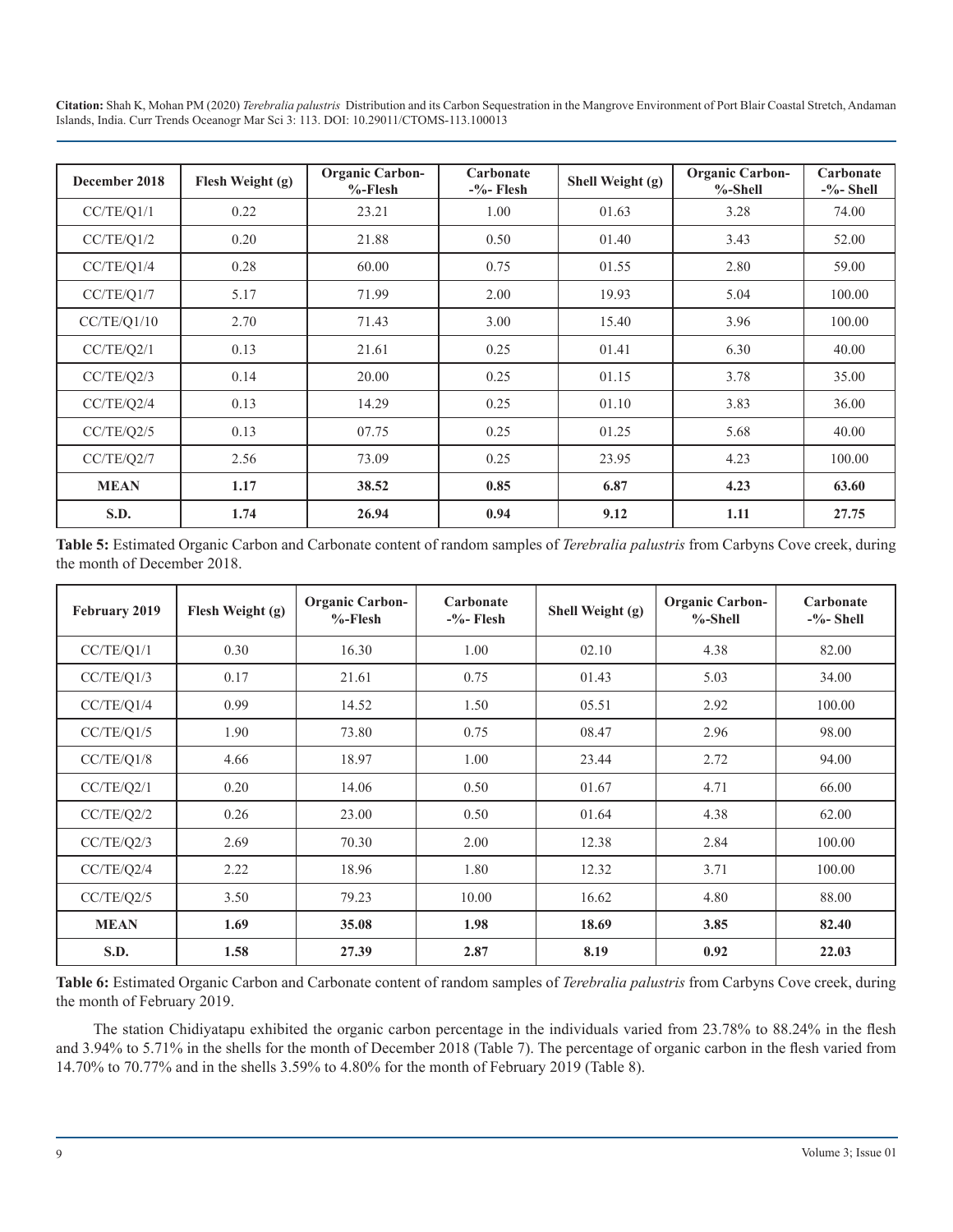| December 2018 | Flesh Weight (g) | Organic Carbon-%-Flesh | Carbonate -%- Flesh | Shell Weight (g) | Organic Carbon-%-Shell | Carbonate -%- Shell |
|---|---|---|---|---|---|---|
| CC/TE/Q1/1 | 0.22 | 23.21 | 1.00 | 01.63 | 3.28 | 74.00 |
| CC/TE/Q1/2 | 0.20 | 21.88 | 0.50 | 01.40 | 3.43 | 52.00 |
| CC/TE/Q1/4 | 0.28 | 60.00 | 0.75 | 01.55 | 2.80 | 59.00 |
| CC/TE/Q1/7 | 5.17 | 71.99 | 2.00 | 19.93 | 5.04 | 100.00 |
| CC/TE/Q1/10 | 2.70 | 71.43 | 3.00 | 15.40 | 3.96 | 100.00 |
| CC/TE/Q2/1 | 0.13 | 21.61 | 0.25 | 01.41 | 6.30 | 40.00 |
| CC/TE/Q2/3 | 0.14 | 20.00 | 0.25 | 01.15 | 3.78 | 35.00 |
| CC/TE/Q2/4 | 0.13 | 14.29 | 0.25 | 01.10 | 3.83 | 36.00 |
| CC/TE/Q2/5 | 0.13 | 07.75 | 0.25 | 01.25 | 5.68 | 40.00 |
| CC/TE/Q2/7 | 2.56 | 73.09 | 0.25 | 23.95 | 4.23 | 100.00 |
| **MEAN** | **1.17** | **38.52** | **0.85** | **6.87** | **4.23** | **63.60** |
| **S.D.** | **1.74** | **26.94** | **0.94** | **9.12** | **1.11** | **27.75** |

**Table 5:** Estimated Organic Carbon and Carbonate content of random samples of *Terebralia palustris* from Carbyns Cove creek, during the month of December 2018.

| February 2019 | Flesh Weight (g) | Organic Carbon-%-Flesh | Carbonate -%- Flesh | Shell Weight (g) | Organic Carbon-%-Shell | Carbonate -%- Shell |
|---|---|---|---|---|---|---|
| CC/TE/Q1/1 | 0.30 | 16.30 | 1.00 | 02.10 | 4.38 | 82.00 |
| CC/TE/Q1/3 | 0.17 | 21.61 | 0.75 | 01.43 | 5.03 | 34.00 |
| CC/TE/Q1/4 | 0.99 | 14.52 | 1.50 | 05.51 | 2.92 | 100.00 |
| CC/TE/Q1/5 | 1.90 | 73.80 | 0.75 | 08.47 | 2.96 | 98.00 |
| CC/TE/Q1/8 | 4.66 | 18.97 | 1.00 | 23.44 | 2.72 | 94.00 |
| CC/TE/Q2/1 | 0.20 | 14.06 | 0.50 | 01.67 | 4.71 | 66.00 |
| CC/TE/Q2/2 | 0.26 | 23.00 | 0.50 | 01.64 | 4.38 | 62.00 |
| CC/TE/Q2/3 | 2.69 | 70.30 | 2.00 | 12.38 | 2.84 | 100.00 |
| CC/TE/Q2/4 | 2.22 | 18.96 | 1.80 | 12.32 | 3.71 | 100.00 |
| CC/TE/Q2/5 | 3.50 | 79.23 | 10.00 | 16.62 | 4.80 | 88.00 |
| **MEAN** | **1.69** | **35.08** | **1.98** | **18.69** | **3.85** | **82.40** |
| **S.D.** | **1.58** | **27.39** | **2.87** | **8.19** | **0.92** | **22.03** |

**Table 6:** Estimated Organic Carbon and Carbonate content of random samples of *Terebralia palustris* from Carbyns Cove creek, during the month of February 2019.

The station Chidiyatapu exhibited the organic carbon percentage in the individuals varied from 23.78% to 88.24% in the flesh and 3.94% to 5.71% in the shells for the month of December 2018 (Table 7). The percentage of organic carbon in the flesh varied from 14.70% to 70.77% and in the shells 3.59% to 4.80% for the month of February 2019 (Table 8).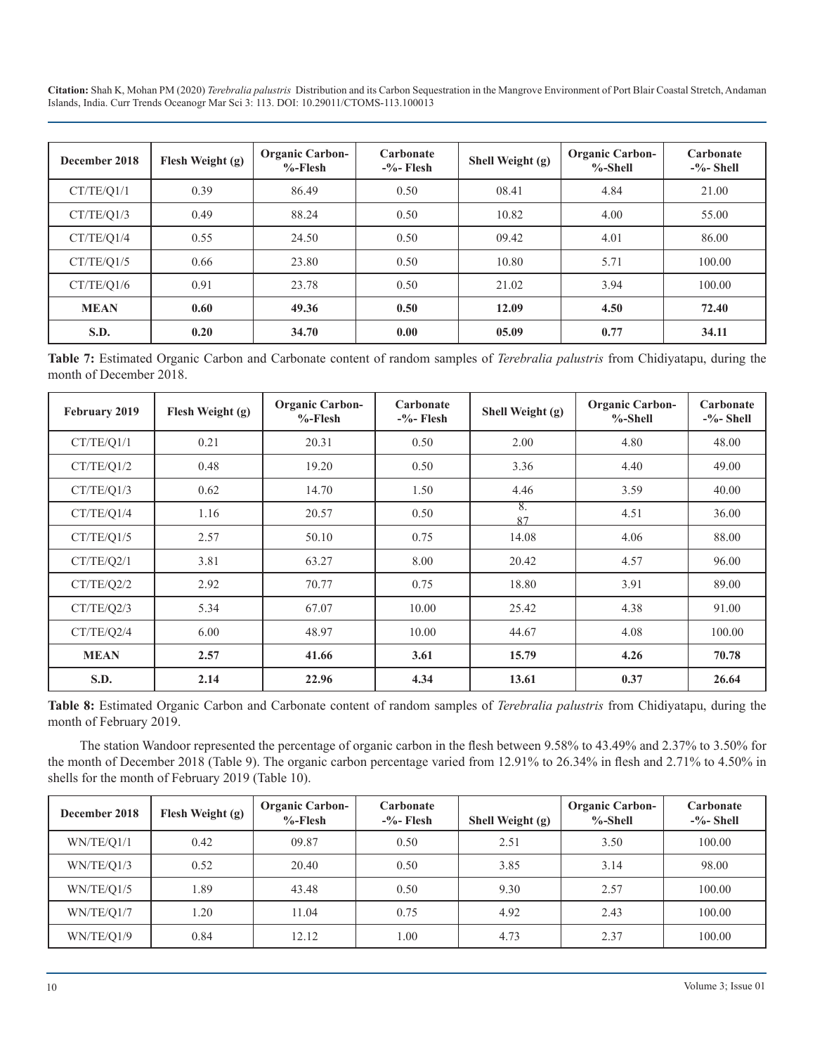| December 2018 | Flesh Weight (g) | Organic Carbon-%-Flesh | Carbonate -%- Flesh | Shell Weight (g) | Organic Carbon-%-Shell | Carbonate -%- Shell |
|---|---|---|---|---|---|---|
| CT/TE/Q1/1 | 0.39 | 86.49 | 0.50 | 08.41 | 4.84 | 21.00 |
| CT/TE/Q1/3 | 0.49 | 88.24 | 0.50 | 10.82 | 4.00 | 55.00 |
| CT/TE/Q1/4 | 0.55 | 24.50 | 0.50 | 09.42 | 4.01 | 86.00 |
| CT/TE/Q1/5 | 0.66 | 23.80 | 0.50 | 10.80 | 5.71 | 100.00 |
| CT/TE/Q1/6 | 0.91 | 23.78 | 0.50 | 21.02 | 3.94 | 100.00 |
| **MEAN** | **0.60** | **49.36** | **0.50** | **12.09** | **4.50** | **72.40** |
| **S.D.** | **0.20** | **34.70** | **0.00** | **05.09** | **0.77** | **34.11** |

**Table 7:** Estimated Organic Carbon and Carbonate content of random samples of *Terebralia palustris* from Chidiyatapu, during the month of December 2018.

| February 2019 | Flesh Weight (g) | Organic Carbon-%-Flesh | Carbonate -%- Flesh | Shell Weight (g) | Organic Carbon-%-Shell | Carbonate -%- Shell |
|---|---|---|---|---|---|---|
| CT/TE/Q1/1 | 0.21 | 20.31 | 0.50 | 2.00 | 4.80 | 48.00 |
| CT/TE/Q1/2 | 0.48 | 19.20 | 0.50 | 3.36 | 4.40 | 49.00 |
| CT/TE/Q1/3 | 0.62 | 14.70 | 1.50 | 4.46 | 3.59 | 40.00 |
| CT/TE/Q1/4 | 1.16 | 20.57 | 0.50 | 8.87 | 4.51 | 36.00 |
| CT/TE/Q1/5 | 2.57 | 50.10 | 0.75 | 14.08 | 4.06 | 88.00 |
| CT/TE/Q2/1 | 3.81 | 63.27 | 8.00 | 20.42 | 4.57 | 96.00 |
| CT/TE/Q2/2 | 2.92 | 70.77 | 0.75 | 18.80 | 3.91 | 89.00 |
| CT/TE/Q2/3 | 5.34 | 67.07 | 10.00 | 25.42 | 4.38 | 91.00 |
| CT/TE/Q2/4 | 6.00 | 48.97 | 10.00 | 44.67 | 4.08 | 100.00 |
| **MEAN** | **2.57** | **41.66** | **3.61** | **15.79** | **4.26** | **70.78** |
| **S.D.** | **2.14** | **22.96** | **4.34** | **13.61** | **0.37** | **26.64** |

**Table 8:** Estimated Organic Carbon and Carbonate content of random samples of *Terebralia palustris* from Chidiyatapu, during the month of February 2019.

The station Wandoor represented the percentage of organic carbon in the flesh between 9.58% to 43.49% and 2.37% to 3.50% for the month of December 2018 (Table 9). The organic carbon percentage varied from 12.91% to 26.34% in flesh and 2.71% to 4.50% in shells for the month of February 2019 (Table 10).

| December 2018 | Flesh Weight (g) | Organic Carbon-%-Flesh | Carbonate -%- Flesh | Shell Weight (g) | Organic Carbon-%-Shell | Carbonate -%- Shell |
|---|---|---|---|---|---|---|
| WN/TE/Q1/1 | 0.42 | 09.87 | 0.50 | 2.51 | 3.50 | 100.00 |
| WN/TE/Q1/3 | 0.52 | 20.40 | 0.50 | 3.85 | 3.14 | 98.00 |
| WN/TE/Q1/5 | 1.89 | 43.48 | 0.50 | 9.30 | 2.57 | 100.00 |
| WN/TE/Q1/7 | 1.20 | 11.04 | 0.75 | 4.92 | 2.43 | 100.00 |
| WN/TE/Q1/9 | 0.84 | 12.12 | 1.00 | 4.73 | 2.37 | 100.00 |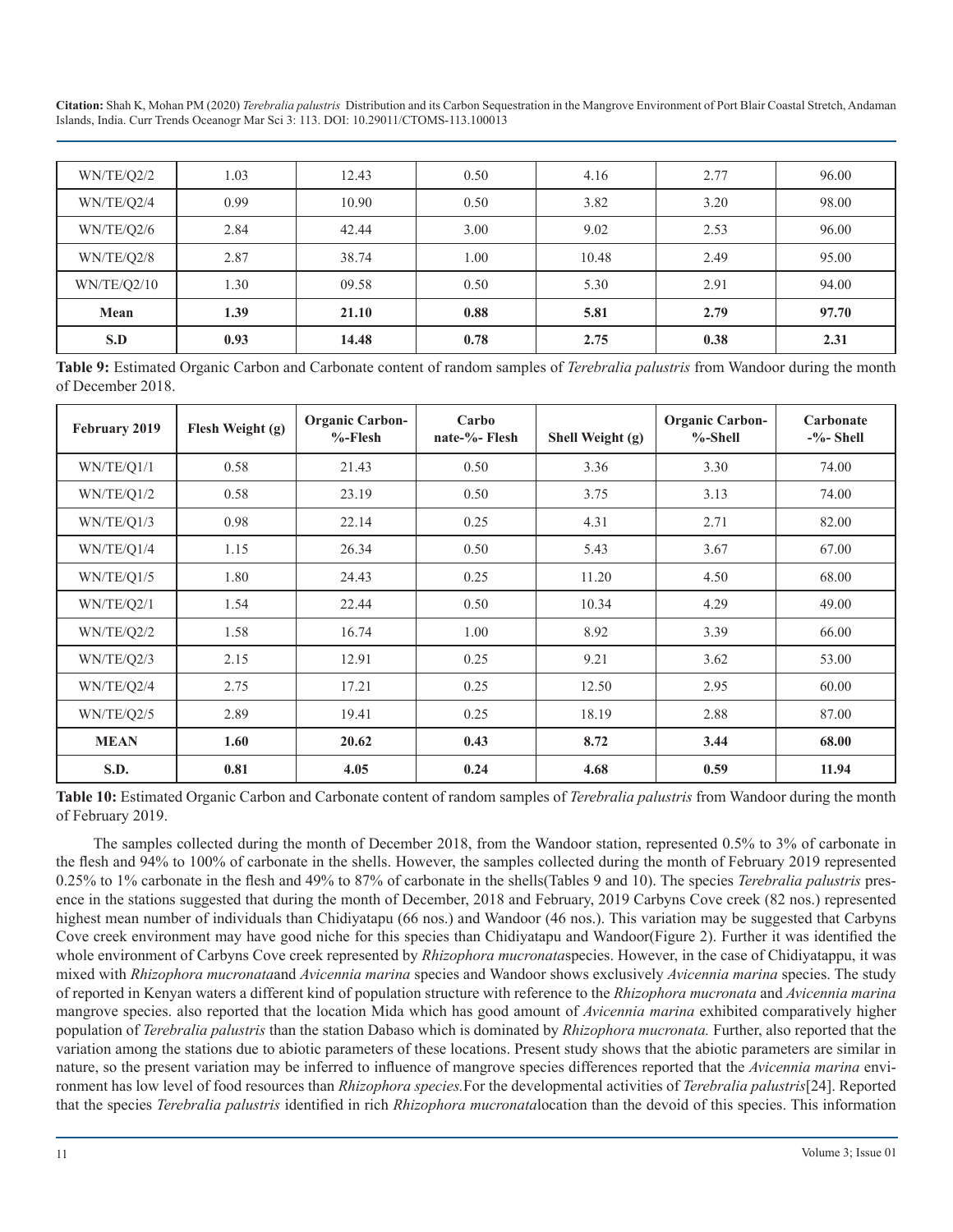| WN/TE/Q2/2 | 1.03 | 12.43 | 0.50 | 4.16 | 2.77 | 96.00 |
|---|---|---|---|---|---|---|
| WN/TE/Q2/4 | 0.99 | 10.90 | 0.50 | 3.82 | 3.20 | 98.00 |
| WN/TE/Q2/6 | 2.84 | 42.44 | 3.00 | 9.02 | 2.53 | 96.00 |
| WN/TE/Q2/8 | 2.87 | 38.74 | 1.00 | 10.48 | 2.49 | 95.00 |
| WN/TE/Q2/10 | 1.30 | 09.58 | 0.50 | 5.30 | 2.91 | 94.00 |
| **Mean** | **1.39** | **21.10** | **0.88** | **5.81** | **2.79** | **97.70** |
| **S.D** | **0.93** | **14.48** | **0.78** | **2.75** | **0.38** | **2.31** |

**Table 9:** Estimated Organic Carbon and Carbonate content of random samples of *Terebralia palustris* from Wandoor during the month of December 2018.

| February 2019 | Flesh Weight (g) | Organic Carbon-%-Flesh | Carbonate-%- Flesh | Shell Weight (g) | Organic Carbon-%-Shell | Carbonate -%- Shell |
|---|---|---|---|---|---|---|
| WN/TE/Q1/1 | 0.58 | 21.43 | 0.50 | 3.36 | 3.30 | 74.00 |
| WN/TE/Q1/2 | 0.58 | 23.19 | 0.50 | 3.75 | 3.13 | 74.00 |
| WN/TE/Q1/3 | 0.98 | 22.14 | 0.25 | 4.31 | 2.71 | 82.00 |
| WN/TE/Q1/4 | 1.15 | 26.34 | 0.50 | 5.43 | 3.67 | 67.00 |
| WN/TE/Q1/5 | 1.80 | 24.43 | 0.25 | 11.20 | 4.50 | 68.00 |
| WN/TE/Q2/1 | 1.54 | 22.44 | 0.50 | 10.34 | 4.29 | 49.00 |
| WN/TE/Q2/2 | 1.58 | 16.74 | 1.00 | 8.92 | 3.39 | 66.00 |
| WN/TE/Q2/3 | 2.15 | 12.91 | 0.25 | 9.21 | 3.62 | 53.00 |
| WN/TE/Q2/4 | 2.75 | 17.21 | 0.25 | 12.50 | 2.95 | 60.00 |
| WN/TE/Q2/5 | 2.89 | 19.41 | 0.25 | 18.19 | 2.88 | 87.00 |
| **MEAN** | **1.60** | **20.62** | **0.43** | **8.72** | **3.44** | **68.00** |
| **S.D.** | **0.81** | **4.05** | **0.24** | **4.68** | **0.59** | **11.94** |

**Table 10:** Estimated Organic Carbon and Carbonate content of random samples of *Terebralia palustris* from Wandoor during the month of February 2019.

The samples collected during the month of December 2018, from the Wandoor station, represented 0.5% to 3% of carbonate in the flesh and 94% to 100% of carbonate in the shells. However, the samples collected during the month of February 2019 represented 0.25% to 1% carbonate in the flesh and 49% to 87% of carbonate in the shells(Tables 9 and 10). The species *Terebralia palustris* presence in the stations suggested that during the month of December, 2018 and February, 2019 Carbyns Cove creek (82 nos.) represented highest mean number of individuals than Chidiyatapu (66 nos.) and Wandoor (46 nos.). This variation may be suggested that Carbyns Cove creek environment may have good niche for this species than Chidiyatapu and Wandoor(Figure 2). Further it was identified the whole environment of Carbyns Cove creek represented by *Rhizophora mucronata*species. However, in the case of Chidiyatappu, it was mixed with *Rhizophora mucronata*and *Avicennia marina* species and Wandoor shows exclusively *Avicennia marina* species. The study of reported in Kenyan waters a different kind of population structure with reference to the *Rhizophora mucronata* and *Avicennia marina* mangrove species. also reported that the location Mida which has good amount of *Avicennia marina* exhibited comparatively higher population of *Terebralia palustris* than the station Dabaso which is dominated by *Rhizophora mucronata.* Further, also reported that the variation among the stations due to abiotic parameters of these locations. Present study shows that the abiotic parameters are similar in nature, so the present variation may be inferred to influence of mangrove species differences reported that the *Avicennia marina* environment has low level of food resources than *Rhizophora species.*For the developmental activities of *Terebralia palustris*[24]. Reported that the species *Terebralia palustris* identified in rich *Rhizophora mucronata*location than the devoid of this species. This information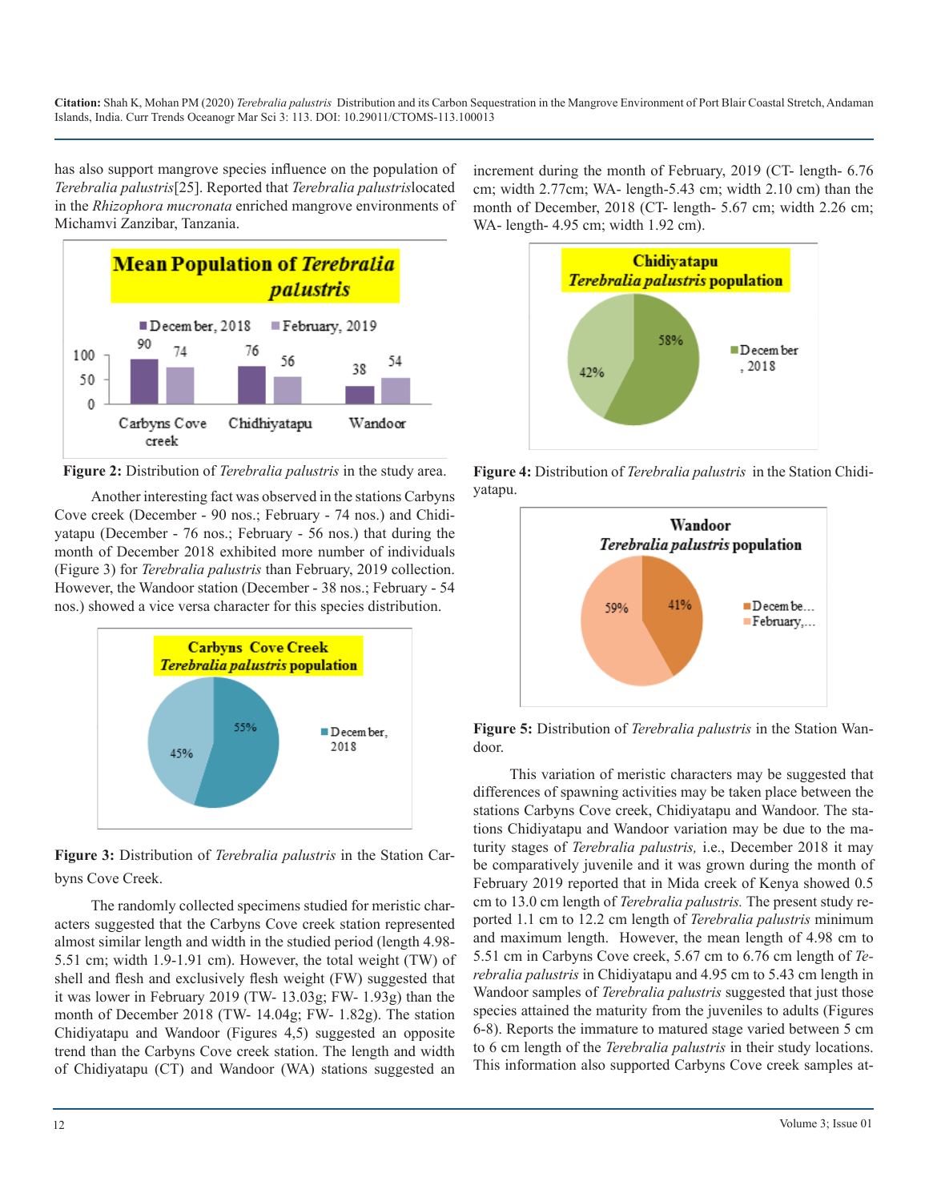has also support mangrove species influence on the population of *Terebralia palustris*[25]. Reported that *Terebralia palustris*located in the *Rhizophora mucronata* enriched mangrove environments of Michamvi Zanzibar, Tanzania.

**Figure 2:** Distribution of *Terebralia palustris* in the study area.

Another interesting fact was observed in the stations Carbyns Cove creek (December - 90 nos.; February - 74 nos.) and Chidiyatapu (December - 76 nos.; February - 56 nos.) that during the month of December 2018 exhibited more number of individuals (Figure 3) for *Terebralia palustris* than February, 2019 collection. However, the Wandoor station (December - 38 nos.; February - 54 nos.) showed a vice versa character for this species distribution.

**Figure 3:** Distribution of *Terebralia palustris* in the Station Carbyns Cove Creek.

The randomly collected specimens studied for meristic characters suggested that the Carbyns Cove creek station represented almost similar length and width in the studied period (length 4.98-5.51 cm; width 1.9-1.91 cm). However, the total weight (TW) of shell and flesh and exclusively flesh weight (FW) suggested that it was lower in February 2019 (TW- 13.03g; FW- 1.93g) than the month of December 2018 (TW- 14.04g; FW- 1.82g). The station Chidiyatapu and Wandoor (Figures 4,5) suggested an opposite trend than the Carbyns Cove creek station. The length and width of Chidiyatapu (CT) and Wandoor (WA) stations suggested an increment during the month of February, 2019 (CT- length- 6.76 cm; width 2.77cm; WA- length-5.43 cm; width 2.10 cm) than the month of December, 2018 (CT- length- 5.67 cm; width 2.26 cm; WA- length- 4.95 cm; width 1.92 cm).

**Figure 4:** Distribution of *Terebralia palustris* in the Station Chidiyatapu.

**Figure 5:** Distribution of *Terebralia palustris* in the Station Wandoor.

This variation of meristic characters may be suggested that differences of spawning activities may be taken place between the stations Carbyns Cove creek, Chidiyatapu and Wandoor. The stations Chidiyatapu and Wandoor variation may be due to the maturity stages of *Terebralia palustris,* i.e., December 2018 it may be comparatively juvenile and it was grown during the month of February 2019 reported that in Mida creek of Kenya showed 0.5 cm to 13.0 cm length of *Terebralia palustris.* The present study reported 1.1 cm to 12.2 cm length of *Terebralia palustris* minimum and maximum length. However, the mean length of 4.98 cm to 5.51 cm in Carbyns Cove creek, 5.67 cm to 6.76 cm length of *Terebralia palustris* in Chidiyatapu and 4.95 cm to 5.43 cm length in Wandoor samples of *Terebralia palustris* suggested that just those species attained the maturity from the juveniles to adults (Figures 6-8). Reports the immature to matured stage varied between 5 cm to 6 cm length of the *Terebralia palustris* in their study locations. This information also supported Carbyns Cove creek samples at-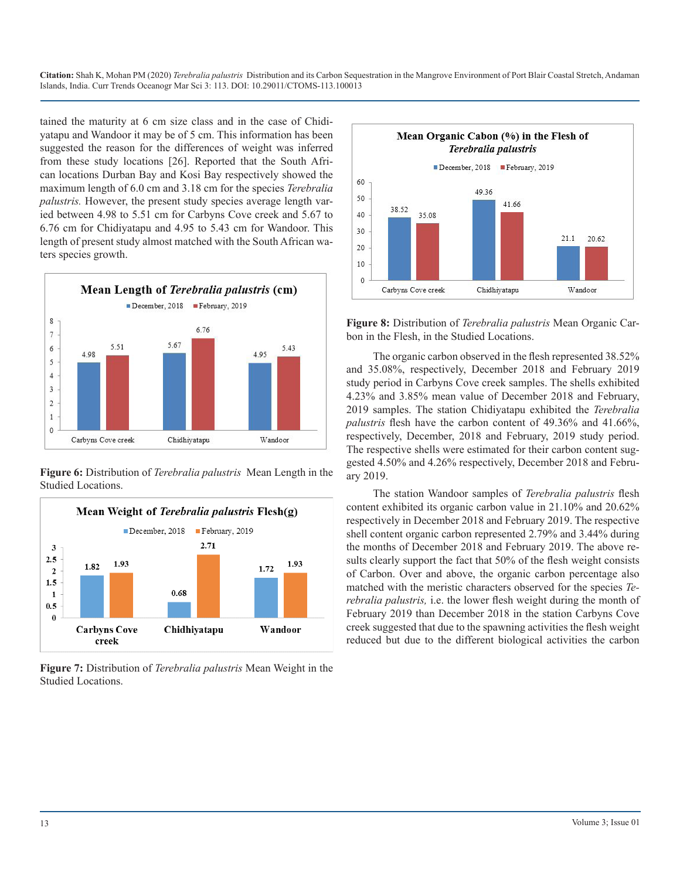tained the maturity at 6 cm size class and in the case of Chidiyatapu and Wandoor it may be of 5 cm. This information has been suggested the reason for the differences of weight was inferred from these study locations [26]. Reported that the South African locations Durban Bay and Kosi Bay respectively showed the maximum length of 6.0 cm and 3.18 cm for the species *Terebralia palustris.* However, the present study species average length varied between 4.98 to 5.51 cm for Carbyns Cove creek and 5.67 to 6.76 cm for Chidiyatapu and 4.95 to 5.43 cm for Wandoor. This length of present study almost matched with the South African waters species growth.

**Figure 6:** Distribution of *Terebralia palustris* Mean Length in the Studied Locations.

**Figure 7:** Distribution of *Terebralia palustris* Mean Weight in the Studied Locations.

**Figure 8:** Distribution of *Terebralia palustris* Mean Organic Carbon in the Flesh, in the Studied Locations.

The organic carbon observed in the flesh represented 38.52% and 35.08%, respectively, December 2018 and February 2019 study period in Carbyns Cove creek samples. The shells exhibited 4.23% and 3.85% mean value of December 2018 and February, 2019 samples. The station Chidiyatapu exhibited the *Terebralia palustris* flesh have the carbon content of 49.36% and 41.66%, respectively, December, 2018 and February, 2019 study period. The respective shells were estimated for their carbon content suggested 4.50% and 4.26% respectively, December 2018 and February 2019.

The station Wandoor samples of *Terebralia palustris* flesh content exhibited its organic carbon value in 21.10% and 20.62% respectively in December 2018 and February 2019. The respective shell content organic carbon represented 2.79% and 3.44% during the months of December 2018 and February 2019. The above results clearly support the fact that 50% of the flesh weight consists of Carbon. Over and above, the organic carbon percentage also matched with the meristic characters observed for the species *Terebralia palustris,* i.e. the lower flesh weight during the month of February 2019 than December 2018 in the station Carbyns Cove creek suggested that due to the spawning activities the flesh weight reduced but due to the different biological activities the carbon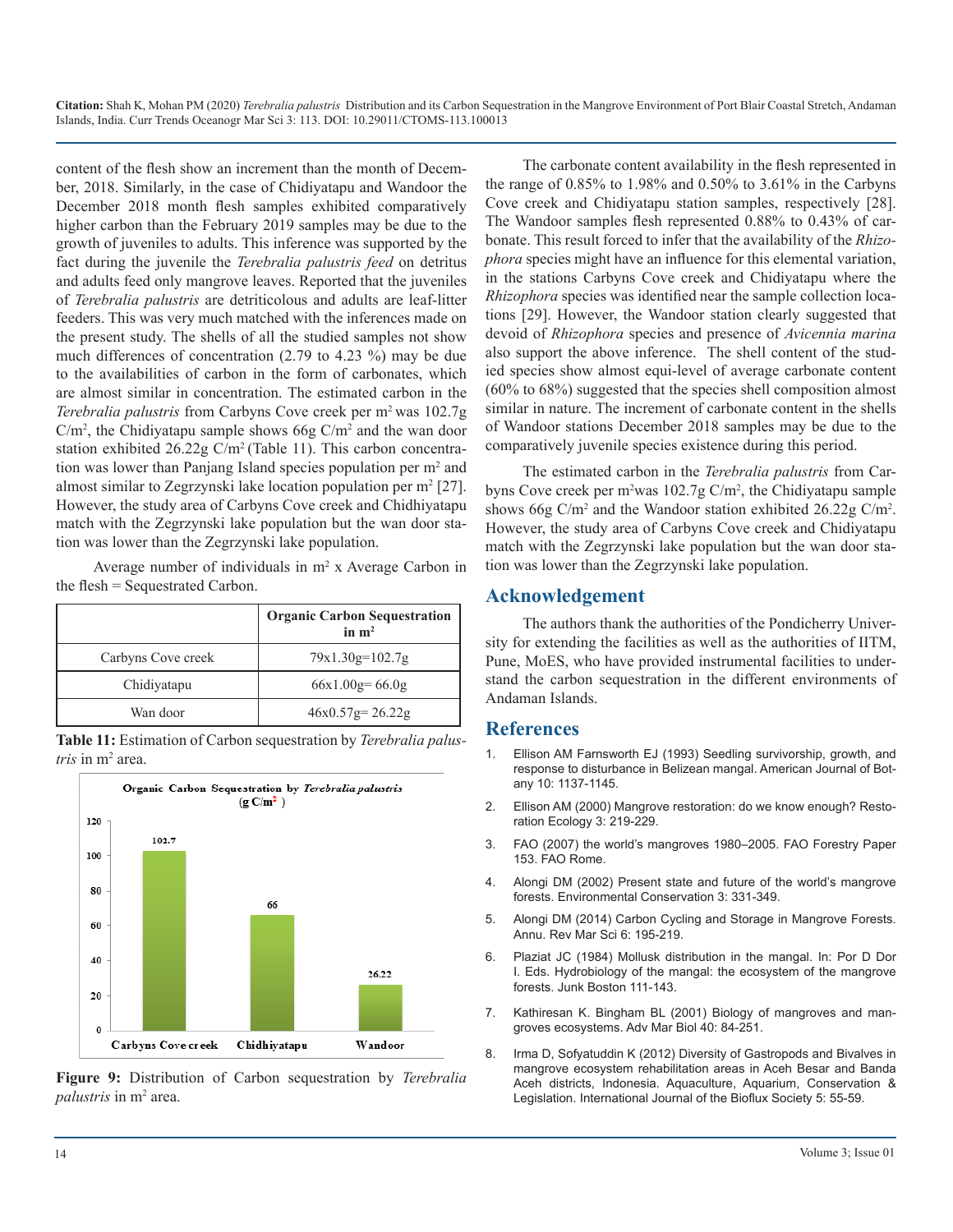content of the flesh show an increment than the month of December, 2018. Similarly, in the case of Chidiyatapu and Wandoor the December 2018 month flesh samples exhibited comparatively higher carbon than the February 2019 samples may be due to the growth of juveniles to adults. This inference was supported by the fact during the juvenile the *Terebralia palustris feed* on detritus and adults feed only mangrove leaves. Reported that the juveniles of *Terebralia palustris* are detriticolous and adults are leaf-litter feeders. This was very much matched with the inferences made on the present study. The shells of all the studied samples not show much differences of concentration (2.79 to 4.23 %) may be due to the availabilities of carbon in the form of carbonates, which are almost similar in concentration. The estimated carbon in the *Terebralia palustris* from Carbyns Cove creek per m$^2$ was 102.7g C/m$^2$, the Chidiyatapu sample shows 66g C/m$^2$ and the wan door station exhibited 26.22g C/m$^2$ (Table 11). This carbon concentration was lower than Panjang Island species population per m$^2$ and almost similar to Zegrzynski lake location population per m$^2$ [27]. However, the study area of Carbyns Cove creek and Chidhiyatapu match with the Zegrzynski lake population but the wan door station was lower than the Zegrzynski lake population.

Average number of individuals in m$^2$ x Average Carbon in the flesh = Sequestrated Carbon.

| | Organic Carbon Sequestration in m$^2$ |
|---|---|
| Carbyns Cove creek | 79x1.30g=102.7g |
| Chidiyatapu | 66x1.00g= 66.0g |
| Wan door | 46x0.57g= 26.22g |

**Table 11:** Estimation of Carbon sequestration by *Terebralia palustris* in m$^2$ area.

**Figure 9:** Distribution of Carbon sequestration by *Terebralia palustris* in m$^2$ area.

The carbonate content availability in the flesh represented in the range of 0.85% to 1.98% and 0.50% to 3.61% in the Carbyns Cove creek and Chidiyatapu station samples, respectively [28]. The Wandoor samples flesh represented 0.88% to 0.43% of carbonate. This result forced to infer that the availability of the *Rhizophora* species might have an influence for this elemental variation, in the stations Carbyns Cove creek and Chidiyatapu where the *Rhizophora* species was identified near the sample collection locations [29]. However, the Wandoor station clearly suggested that devoid of *Rhizophora* species and presence of *Avicennia marina* also support the above inference. The shell content of the studied species show almost equi-level of average carbonate content (60% to 68%) suggested that the species shell composition almost similar in nature. The increment of carbonate content in the shells of Wandoor stations December 2018 samples may be due to the comparatively juvenile species existence during this period.

The estimated carbon in the *Terebralia palustris* from Carbyns Cove creek per m$^2$was 102.7g C/m$^2$, the Chidiyatapu sample shows 66g C/m$^2$ and the Wandoor station exhibited 26.22g C/m$^2$. However, the study area of Carbyns Cove creek and Chidiyatapu match with the Zegrzynski lake population but the wan door station was lower than the Zegrzynski lake population.

## Acknowledgement

The authors thank the authorities of the Pondicherry University for extending the facilities as well as the authorities of IITM, Pune, MoES, who have provided instrumental facilities to understand the carbon sequestration in the different environments of Andaman Islands.

## References

1. Ellison AM Farnsworth EJ (1993) Seedling survivorship, growth, and response to disturbance in Belizean mangal. American Journal of Botany 10: 1137-1145.
2. Ellison AM (2000) Mangrove restoration: do we know enough? Restoration Ecology 3: 219-229.
3. FAO (2007) the world's mangroves 1980–2005. FAO Forestry Paper 153. FAO Rome.
4. Alongi DM (2002) Present state and future of the world's mangrove forests. Environmental Conservation 3: 331-349.
5. Alongi DM (2014) Carbon Cycling and Storage in Mangrove Forests. Annu. Rev Mar Sci 6: 195-219.
6. Plaziat JC (1984) Mollusk distribution in the mangal. In: Por D Dor I. Eds. Hydrobiology of the mangal: the ecosystem of the mangrove forests. Junk Boston 111-143.
7. Kathiresan K. Bingham BL (2001) Biology of mangroves and mangroves ecosystems. Adv Mar Biol 40: 84-251.
8. Irma D, Sofyatuddin K (2012) Diversity of Gastropods and Bivalves in mangrove ecosystem rehabilitation areas in Aceh Besar and Banda Aceh districts, Indonesia. Aquaculture, Aquarium, Conservation & Legislation. International Journal of the Bioflux Society 5: 55-59.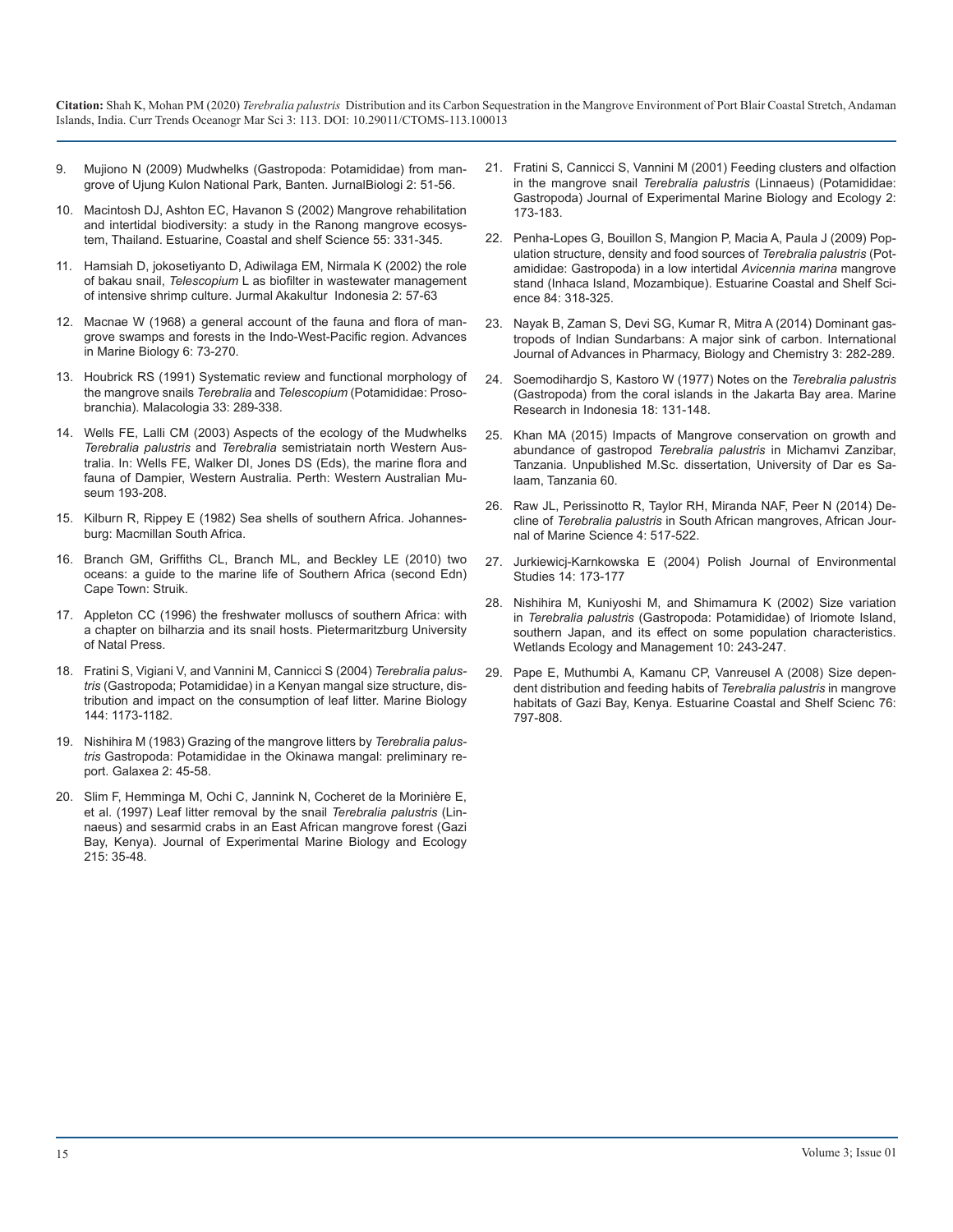9. Mujiono N (2009) Mudwhelks (Gastropoda: Potamididae) from mangrove of Ujung Kulon National Park, Banten. JurnalBiologi 2: 51-56.

10. Macintosh DJ, Ashton EC, Havanon S (2002) Mangrove rehabilitation and intertidal biodiversity: a study in the Ranong mangrove ecosystem, Thailand. Estuarine, Coastal and shelf Science 55: 331-345.

11. Hamsiah D, jokosetiyanto D, Adiwilaga EM, Nirmala K (2002) the role of bakau snail, *Telescopium* L as biofilter in wastewater management of intensive shrimp culture. Jurmal Akakultur Indonesia 2: 57-63

12. Macnae W (1968) a general account of the fauna and flora of mangrove swamps and forests in the Indo-West-Pacific region. Advances in Marine Biology 6: 73-270.

13. Houbrick RS (1991) Systematic review and functional morphology of the mangrove snails *Terebralia* and *Telescopium* (Potamididae: Prosobranchia). Malacologia 33: 289-338.

14. Wells FE, Lalli CM (2003) Aspects of the ecology of the Mudwhelks *Terebralia palustris* and *Terebralia* semistriatain north Western Australia. In: Wells FE, Walker DI, Jones DS (Eds), the marine flora and fauna of Dampier, Western Australia. Perth: Western Australian Museum 193-208.

15. Kilburn R, Rippey E (1982) Sea shells of southern Africa. Johannesburg: Macmillan South Africa.

16. Branch GM, Griffiths CL, Branch ML, and Beckley LE (2010) two oceans: a guide to the marine life of Southern Africa (second Edn) Cape Town: Struik.

17. Appleton CC (1996) the freshwater molluscs of southern Africa: with a chapter on bilharzia and its snail hosts. Pietermaritzburg University of Natal Press.

18. Fratini S, Vigiani V, and Vannini M, Cannicci S (2004) *Terebralia palustris* (Gastropoda; Potamididae) in a Kenyan mangal size structure, distribution and impact on the consumption of leaf litter. Marine Biology 144: 1173-1182.

19. Nishihira M (1983) Grazing of the mangrove litters by *Terebralia palustris* Gastropoda: Potamididae in the Okinawa mangal: preliminary report. Galaxea 2: 45-58.

20. Slim F, Hemminga M, Ochi C, Jannink N, Cocheret de la Morinière E, et al. (1997) Leaf litter removal by the snail *Terebralia palustris* (Linnaeus) and sesarmid crabs in an East African mangrove forest (Gazi Bay, Kenya). Journal of Experimental Marine Biology and Ecology 215: 35-48.

21. Fratini S, Cannicci S, Vannini M (2001) Feeding clusters and olfaction in the mangrove snail *Terebralia palustris* (Linnaeus) (Potamididae: Gastropoda) Journal of Experimental Marine Biology and Ecology 2: 173-183.

22. Penha-Lopes G, Bouillon S, Mangion P, Macia A, Paula J (2009) Population structure, density and food sources of *Terebralia palustris* (Potamididae: Gastropoda) in a low intertidal *Avicennia marina* mangrove stand (Inhaca Island, Mozambique). Estuarine Coastal and Shelf Science 84: 318-325.

23. Nayak B, Zaman S, Devi SG, Kumar R, Mitra A (2014) Dominant gastropods of Indian Sundarbans: A major sink of carbon. International Journal of Advances in Pharmacy, Biology and Chemistry 3: 282-289.

24. Soemodihardjo S, Kastoro W (1977) Notes on the *Terebralia palustris* (Gastropoda) from the coral islands in the Jakarta Bay area. Marine Research in Indonesia 18: 131-148.

25. Khan MA (2015) Impacts of Mangrove conservation on growth and abundance of gastropod *Terebralia palustris* in Michamvi Zanzibar, Tanzania. Unpublished M.Sc. dissertation, University of Dar es Salaam, Tanzania 60.

26. Raw JL, Perissinotto R, Taylor RH, Miranda NAF, Peer N (2014) Decline of *Terebralia palustris* in South African mangroves, African Journal of Marine Science 4: 517-522.

27. Jurkiewicz-Karnkowska E (2004) Polish Journal of Environmental Studies 14: 173-177

28. Nishihira M, Kuniyoshi M, and Shimamura K (2002) Size variation in *Terebralia palustris* (Gastropoda: Potamididae) of Iriomote Island, southern Japan, and its effect on some population characteristics. Wetlands Ecology and Management 10: 243-247.

29. Pape E, Muthumbi A, Kamanu CP, Vanreusel A (2008) Size dependent distribution and feeding habits of *Terebralia palustris* in mangrove habitats of Gazi Bay, Kenya. Estuarine Coastal and Shelf Scienc 76: 797-808.